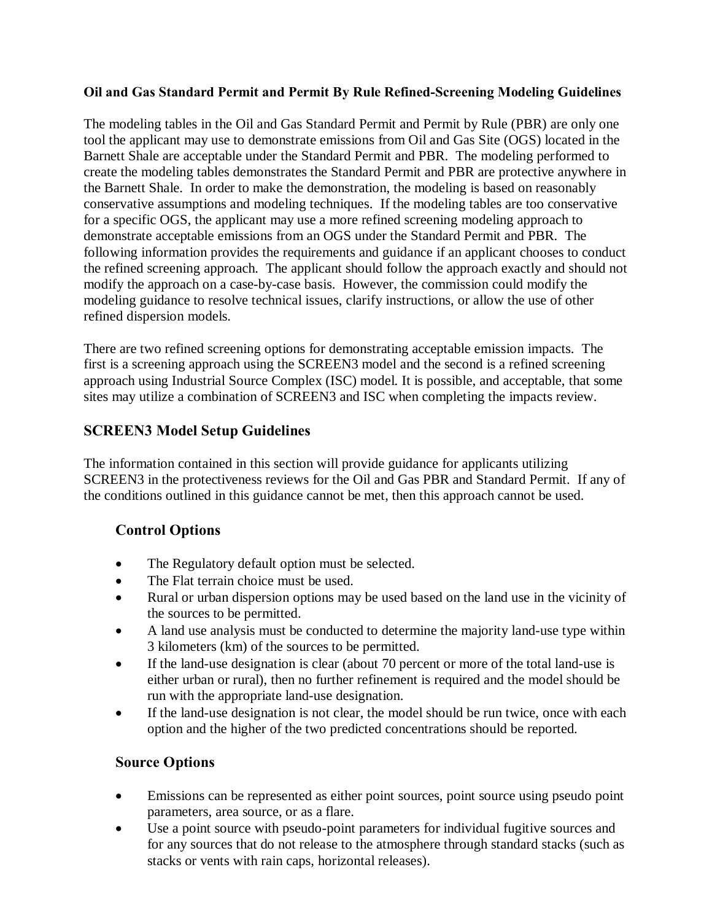**Oil and Gas Standard Permit and Permit By Rule Refined-Screening Modeling Guidelines**

The modeling tables in the Oil and Gas Standard Permit and Permit by Rule (PBR) are only one tool the applicant may use to demonstrate emissions from Oil and Gas Site (OGS) located in the Barnett Shale are acceptable under the Standard Permit and PBR. The modeling performed to create the modeling tables demonstrates the Standard Permit and PBR are protective anywhere in the Barnett Shale. In order to make the demonstration, the modeling is based on reasonably conservative assumptions and modeling techniques. If the modeling tables are too conservative for a specific OGS, the applicant may use a more refined screening modeling approach to demonstrate acceptable emissions from an OGS under the Standard Permit and PBR. The following information provides the requirements and guidance if an applicant chooses to conduct the refined screening approach. The applicant should follow the approach exactly and should not modify the approach on a case-by-case basis. However, the commission could modify the modeling guidance to resolve technical issues, clarify instructions, or allow the use of other refined dispersion models.

There are two refined screening options for demonstrating acceptable emission impacts. The first is a screening approach using the SCREEN3 model and the second is a refined screening approach using Industrial Source Complex (ISC) model. It is possible, and acceptable, that some sites may utilize a combination of SCREEN3 and ISC when completing the impacts review.

## SCREEN3 Model Setup Guidelines

The information contained in this section will provide guidance for applicants utilizing SCREEN3 in the protectiveness reviews for the Oil and Gas PBR and Standard Permit. If any of the conditions outlined in this guidance cannot be met, then this approach cannot be used.

### Control Options

- The Regulatory default option must be selected.
- The Flat terrain choice must be used.
- Rural or urban dispersion options may be used based on the land use in the vicinity of the sources to be permitted.
- A land use analysis must be conducted to determine the majority land-use type within 3 kilometers (km) of the sources to be permitted.
- If the land-use designation is clear (about 70 percent or more of the total land-use is either urban or rural), then no further refinement is required and the model should be run with the appropriate land-use designation.
- If the land-use designation is not clear, the model should be run twice, once with each option and the higher of the two predicted concentrations should be reported.

### Source Options

- Emissions can be represented as either point sources, point source using pseudo point parameters, area source, or as a flare.
- Use a point source with pseudo-point parameters for individual fugitive sources and for any sources that do not release to the atmosphere through standard stacks (such as stacks or vents with rain caps, horizontal releases).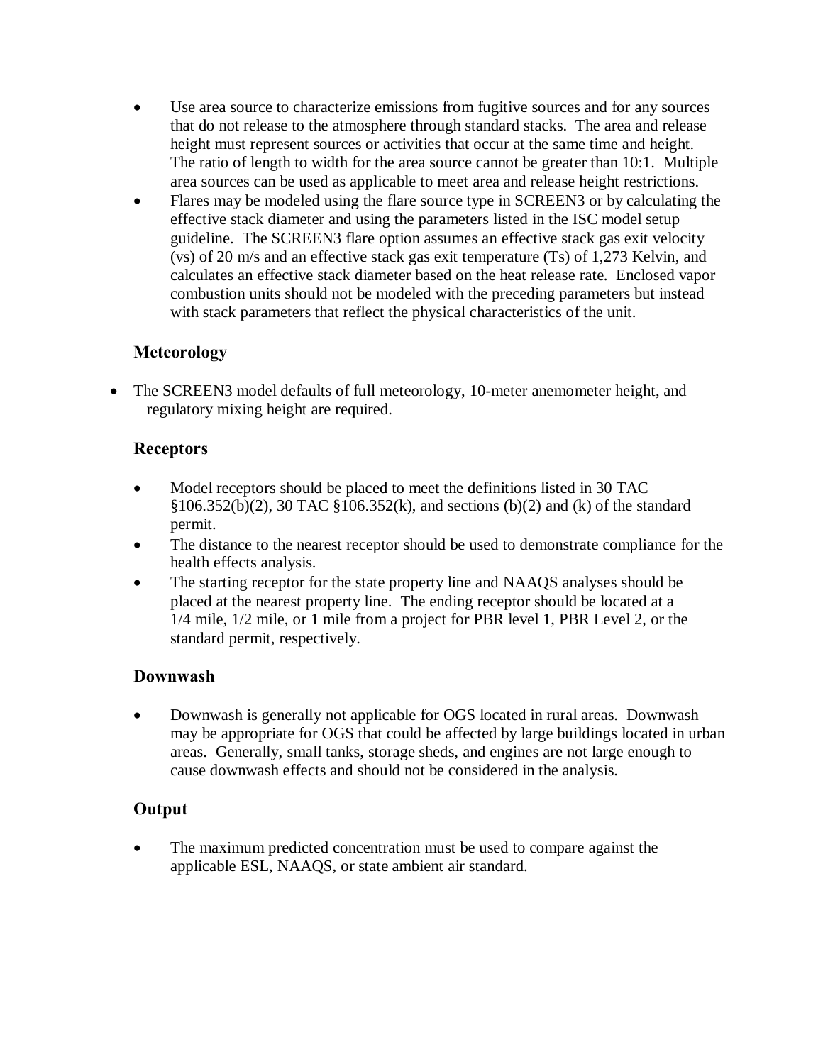- Use area source to characterize emissions from fugitive sources and for any sources that do not release to the atmosphere through standard stacks. The area and release height must represent sources or activities that occur at the same time and height. The ratio of length to width for the area source cannot be greater than 10:1. Multiple area sources can be used as applicable to meet area and release height restrictions.
- Flares may be modeled using the flare source type in SCREEN3 or by calculating the effective stack diameter and using the parameters listed in the ISC model setup guideline. The SCREEN3 flare option assumes an effective stack gas exit velocity ($v_s$) of 20 m/s and an effective stack gas exit temperature ($T_s$) of 1,273 Kelvin, and calculates an effective stack diameter based on the heat release rate. Enclosed vapor combustion units should not be modeled with the preceding parameters but instead with stack parameters that reflect the physical characteristics of the unit.

## Meteorology

- The SCREEN3 model defaults of full meteorology, 10-meter anemometer height, and regulatory mixing height are required.

## Receptors

- Model receptors should be placed to meet the definitions listed in 30 TAC §106.352(b)(2), 30 TAC §106.352(k), and sections (b)(2) and (k) of the standard permit.
- The distance to the nearest receptor should be used to demonstrate compliance for the health effects analysis.
- The starting receptor for the state property line and NAAQS analyses should be placed at the nearest property line. The ending receptor should be located at a 1/4 mile, 1/2 mile, or 1 mile from a project for PBR level 1, PBR Level 2, or the standard permit, respectively.

## Downwash

- Downwash is generally not applicable for OGS located in rural areas. Downwash may be appropriate for OGS that could be affected by large buildings located in urban areas. Generally, small tanks, storage sheds, and engines are not large enough to cause downwash effects and should not be considered in the analysis.

## Output

- The maximum predicted concentration must be used to compare against the applicable ESL, NAAQS, or state ambient air standard.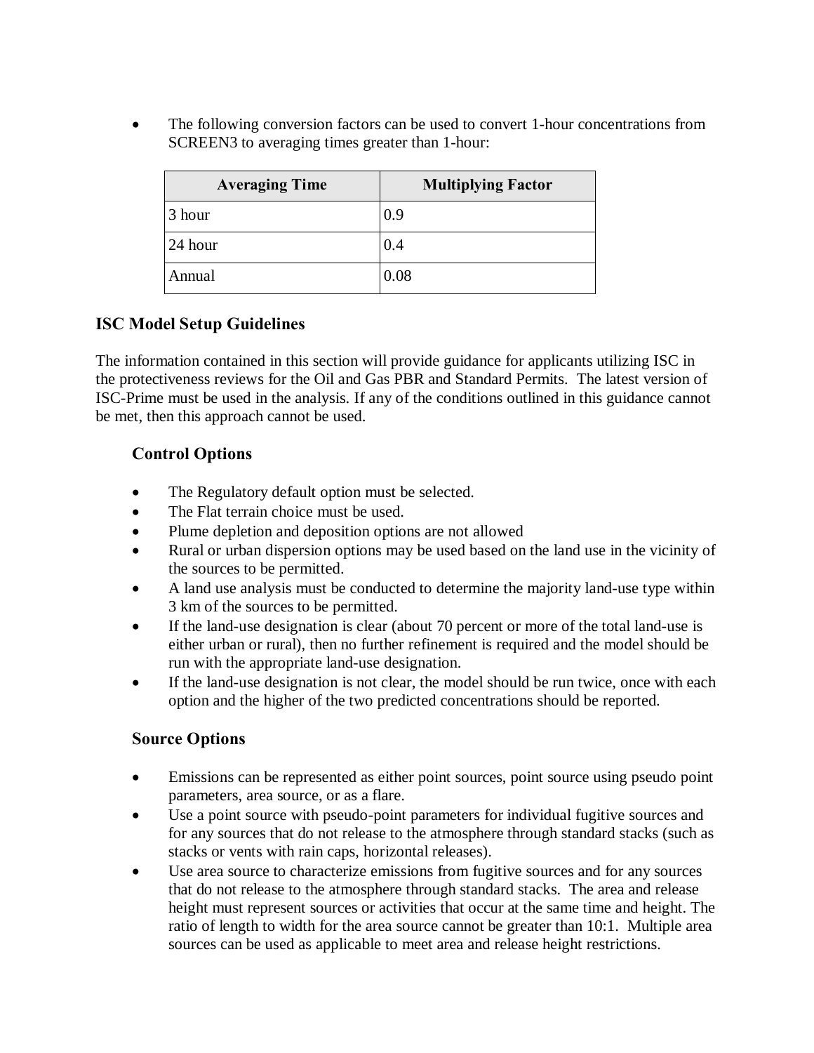- The following conversion factors can be used to convert 1-hour concentrations from SCREEN3 to averaging times greater than 1-hour:

| Averaging Time | Multiplying Factor |
| --- | --- |
| 3 hour | 0.9 |
| 24 hour | 0.4 |
| Annual | 0.08 |

## ISC Model Setup Guidelines

The information contained in this section will provide guidance for applicants utilizing ISC in the protectiveness reviews for the Oil and Gas PBR and Standard Permits. The latest version of ISC-Prime must be used in the analysis. If any of the conditions outlined in this guidance cannot be met, then this approach cannot be used.

### Control Options

- The Regulatory default option must be selected.
- The Flat terrain choice must be used.
- Plume depletion and deposition options are not allowed
- Rural or urban dispersion options may be used based on the land use in the vicinity of the sources to be permitted.
- A land use analysis must be conducted to determine the majority land-use type within 3 km of the sources to be permitted.
- If the land-use designation is clear (about 70 percent or more of the total land-use is either urban or rural), then no further refinement is required and the model should be run with the appropriate land-use designation.
- If the land-use designation is not clear, the model should be run twice, once with each option and the higher of the two predicted concentrations should be reported.

### Source Options

- Emissions can be represented as either point sources, point source using pseudo point parameters, area source, or as a flare.
- Use a point source with pseudo-point parameters for individual fugitive sources and for any sources that do not release to the atmosphere through standard stacks (such as stacks or vents with rain caps, horizontal releases).
- Use area source to characterize emissions from fugitive sources and for any sources that do not release to the atmosphere through standard stacks. The area and release height must represent sources or activities that occur at the same time and height. The ratio of length to width for the area source cannot be greater than 10:1. Multiple area sources can be used as applicable to meet area and release height restrictions.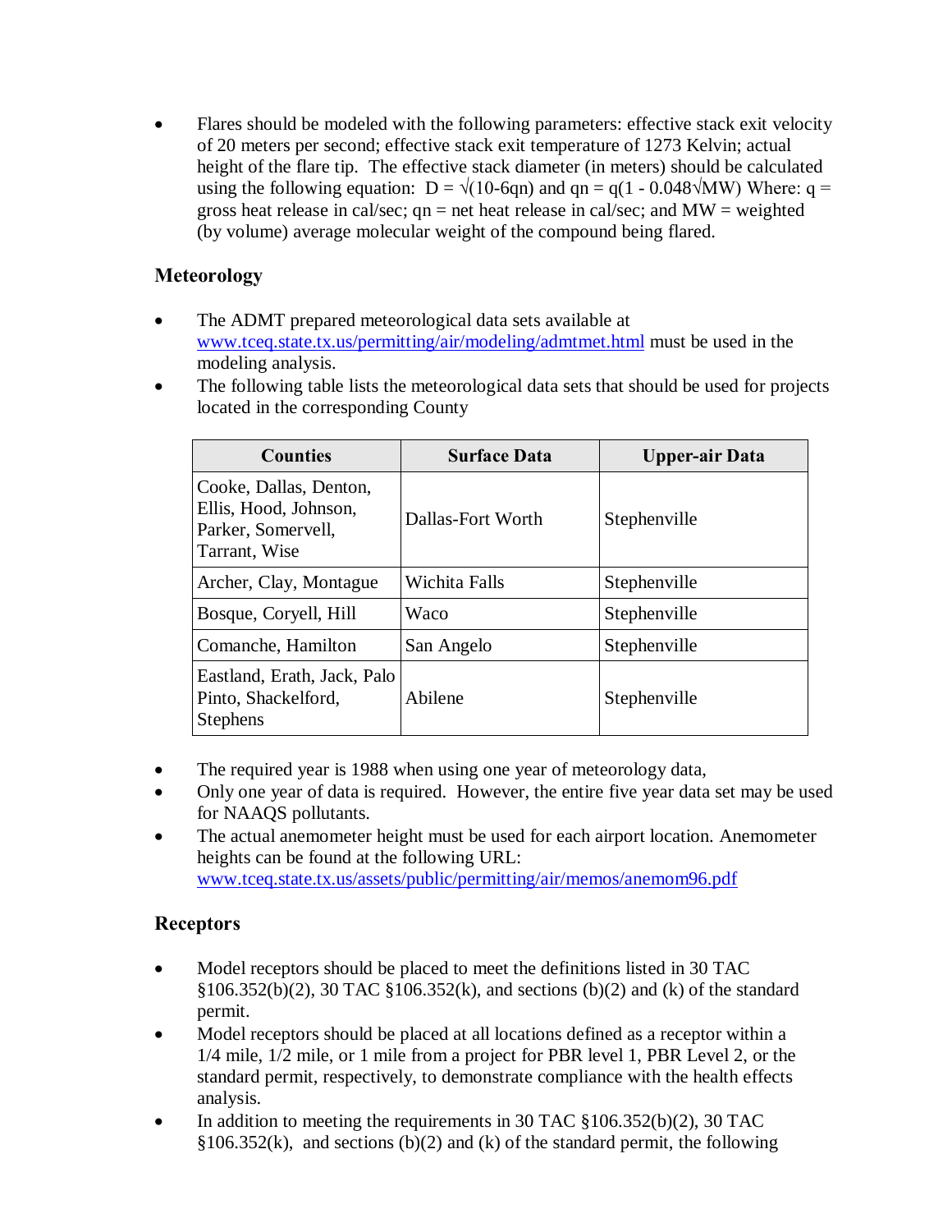- Flares should be modeled with the following parameters: effective stack exit velocity of 20 meters per second; effective stack exit temperature of 1273 Kelvin; actual height of the flare tip. The effective stack diameter (in meters) should be calculated using the following equation: $D = \sqrt{(10\text{-}6qn)}$ and $qn = q(1 - 0.048\sqrt{MW})$ Where: q = gross heat release in cal/sec; qn = net heat release in cal/sec; and MW = weighted (by volume) average molecular weight of the compound being flared.

## Meteorology

- The ADMT prepared meteorological data sets available at [www.tceq.state.tx.us/permitting/air/modeling/admtmet.html](www.tceq.state.tx.us/permitting/air/modeling/admtmet.html) must be used in the modeling analysis.
- The following table lists the meteorological data sets that should be used for projects located in the corresponding County

| Counties | Surface Data | Upper-air Data |
|---|---|---|
| Cooke, Dallas, Denton, Ellis, Hood, Johnson, Parker, Somervell, Tarrant, Wise | Dallas-Fort Worth | Stephenville |
| Archer, Clay, Montague | Wichita Falls | Stephenville |
| Bosque, Coryell, Hill | Waco | Stephenville |
| Comanche, Hamilton | San Angelo | Stephenville |
| Eastland, Erath, Jack, Palo Pinto, Shackelford, Stephens | Abilene | Stephenville |

- The required year is 1988 when using one year of meteorology data,
- Only one year of data is required. However, the entire five year data set may be used for NAAQS pollutants.
- The actual anemometer height must be used for each airport location. Anemometer heights can be found at the following URL: [www.tceq.state.tx.us/assets/public/permitting/air/memos/anemom96.pdf](www.tceq.state.tx.us/assets/public/permitting/air/memos/anemom96.pdf)

## Receptors

- Model receptors should be placed to meet the definitions listed in 30 TAC §106.352(b)(2), 30 TAC §106.352(k), and sections (b)(2) and (k) of the standard permit.
- Model receptors should be placed at all locations defined as a receptor within a 1/4 mile, 1/2 mile, or 1 mile from a project for PBR level 1, PBR Level 2, or the standard permit, respectively, to demonstrate compliance with the health effects analysis.
- In addition to meeting the requirements in 30 TAC §106.352(b)(2), 30 TAC §106.352(k), and sections (b)(2) and (k) of the standard permit, the following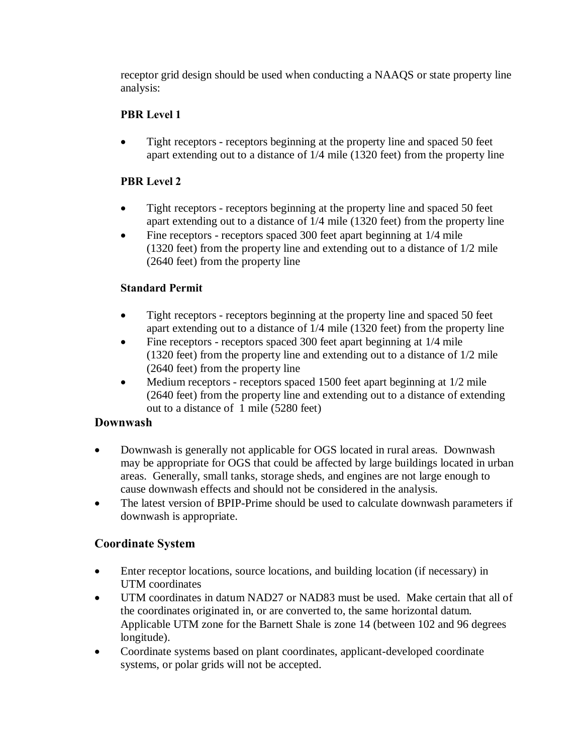receptor grid design should be used when conducting a NAAQS or state property line analysis:

**PBR Level 1**

- Tight receptors - receptors beginning at the property line and spaced 50 feet apart extending out to a distance of 1/4 mile (1320 feet) from the property line

**PBR Level 2**

- Tight receptors - receptors beginning at the property line and spaced 50 feet apart extending out to a distance of 1/4 mile (1320 feet) from the property line
- Fine receptors - receptors spaced 300 feet apart beginning at 1/4 mile (1320 feet) from the property line and extending out to a distance of 1/2 mile (2640 feet) from the property line

**Standard Permit**

- Tight receptors - receptors beginning at the property line and spaced 50 feet apart extending out to a distance of 1/4 mile (1320 feet) from the property line
- Fine receptors - receptors spaced 300 feet apart beginning at 1/4 mile (1320 feet) from the property line and extending out to a distance of 1/2 mile (2640 feet) from the property line
- Medium receptors - receptors spaced 1500 feet apart beginning at 1/2 mile (2640 feet) from the property line and extending out to a distance of extending out to a distance of 1 mile (5280 feet)

## Downwash

- Downwash is generally not applicable for OGS located in rural areas. Downwash may be appropriate for OGS that could be affected by large buildings located in urban areas. Generally, small tanks, storage sheds, and engines are not large enough to cause downwash effects and should not be considered in the analysis.
- The latest version of BPIP-Prime should be used to calculate downwash parameters if downwash is appropriate.

## Coordinate System

- Enter receptor locations, source locations, and building location (if necessary) in UTM coordinates
- UTM coordinates in datum NAD27 or NAD83 must be used. Make certain that all of the coordinates originated in, or are converted to, the same horizontal datum. Applicable UTM zone for the Barnett Shale is zone 14 (between 102 and 96 degrees longitude).
- Coordinate systems based on plant coordinates, applicant-developed coordinate systems, or polar grids will not be accepted.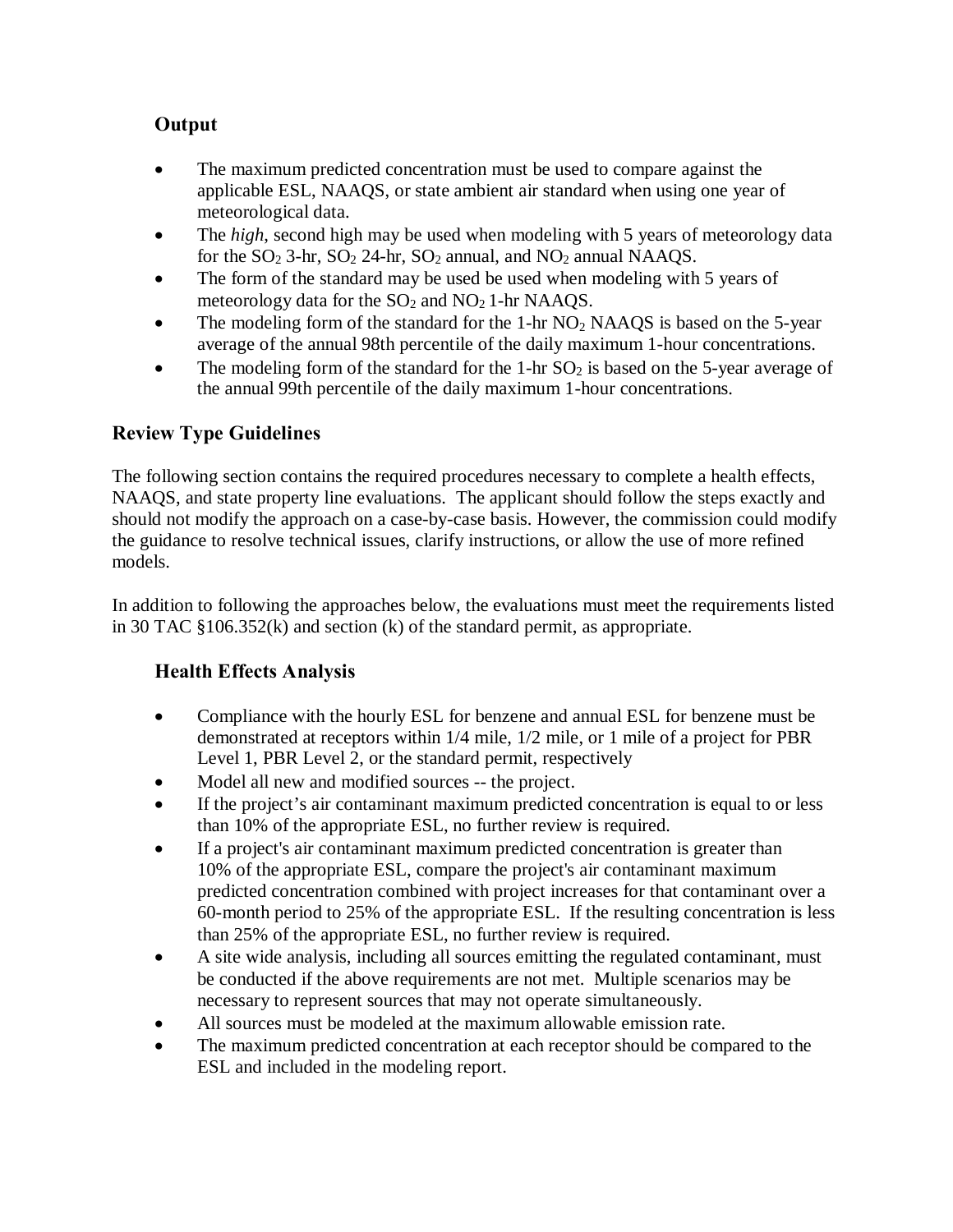### Output

- The maximum predicted concentration must be used to compare against the applicable ESL, NAAQS, or state ambient air standard when using one year of meteorological data.
- The *high*, second high may be used when modeling with 5 years of meteorology data for the $SO_2$ 3-hr, $SO_2$ 24-hr, $SO_2$ annual, and $NO_2$ annual NAAQS.
- The form of the standard may be used be used when modeling with 5 years of meteorology data for the $SO_2$ and $NO_2$ 1-hr NAAQS.
- The modeling form of the standard for the 1-hr $NO_2$ NAAQS is based on the 5-year average of the annual 98th percentile of the daily maximum 1-hour concentrations.
- The modeling form of the standard for the 1-hr $SO_2$ is based on the 5-year average of the annual 99th percentile of the daily maximum 1-hour concentrations.

## Review Type Guidelines

The following section contains the required procedures necessary to complete a health effects, NAAQS, and state property line evaluations. The applicant should follow the steps exactly and should not modify the approach on a case-by-case basis. However, the commission could modify the guidance to resolve technical issues, clarify instructions, or allow the use of more refined models.

In addition to following the approaches below, the evaluations must meet the requirements listed in 30 TAC §106.352(k) and section (k) of the standard permit, as appropriate.

### Health Effects Analysis

- Compliance with the hourly ESL for benzene and annual ESL for benzene must be demonstrated at receptors within 1/4 mile, 1/2 mile, or 1 mile of a project for PBR Level 1, PBR Level 2, or the standard permit, respectively
- Model all new and modified sources -- the project.
- If the project's air contaminant maximum predicted concentration is equal to or less than 10% of the appropriate ESL, no further review is required.
- If a project's air contaminant maximum predicted concentration is greater than 10% of the appropriate ESL, compare the project's air contaminant maximum predicted concentration combined with project increases for that contaminant over a 60-month period to 25% of the appropriate ESL. If the resulting concentration is less than 25% of the appropriate ESL, no further review is required.
- A site wide analysis, including all sources emitting the regulated contaminant, must be conducted if the above requirements are not met. Multiple scenarios may be necessary to represent sources that may not operate simultaneously.
- All sources must be modeled at the maximum allowable emission rate.
- The maximum predicted concentration at each receptor should be compared to the ESL and included in the modeling report.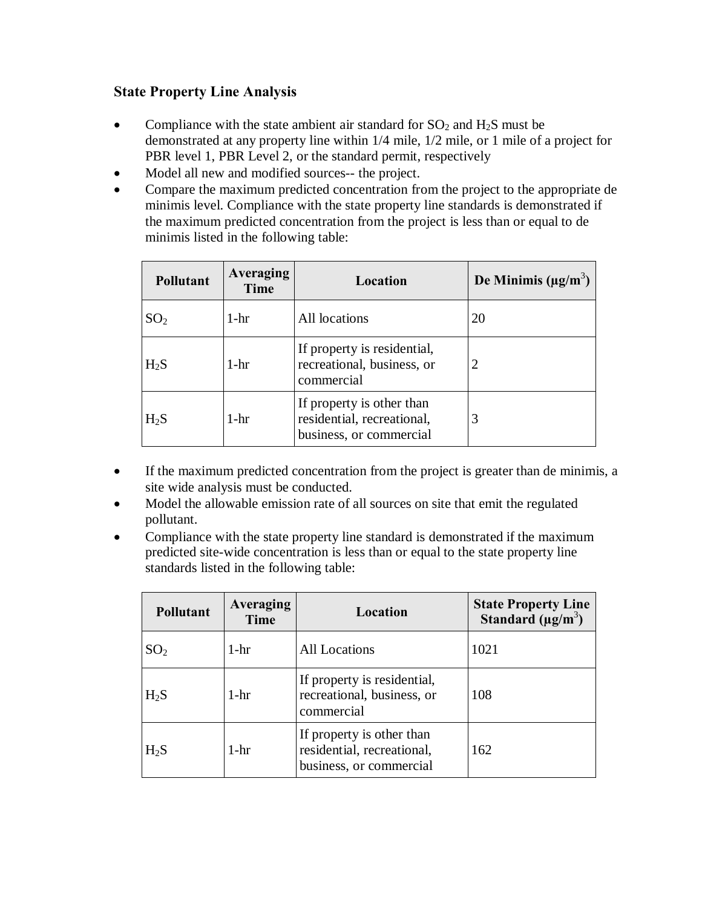### State Property Line Analysis

- Compliance with the state ambient air standard for $SO_2$ and $H_2S$ must be demonstrated at any property line within 1/4 mile, 1/2 mile, or 1 mile of a project for PBR level 1, PBR Level 2, or the standard permit, respectively
- Model all new and modified sources-- the project.
- Compare the maximum predicted concentration from the project to the appropriate de minimis level. Compliance with the state property line standards is demonstrated if the maximum predicted concentration from the project is less than or equal to de minimis listed in the following table:

| Pollutant | Averaging Time | Location | De Minimis ($\mu g/m^3$) |
|---|---|---|---|
| $SO_2$ | 1-hr | All locations | 20 |
| $H_2S$ | 1-hr | If property is residential, recreational, business, or commercial | 2 |
| $H_2S$ | 1-hr | If property is other than residential, recreational, business, or commercial | 3 |

- If the maximum predicted concentration from the project is greater than de minimis, a site wide analysis must be conducted.
- Model the allowable emission rate of all sources on site that emit the regulated pollutant.
- Compliance with the state property line standard is demonstrated if the maximum predicted site-wide concentration is less than or equal to the state property line standards listed in the following table:

| Pollutant | Averaging Time | Location | State Property Line Standard ($\mu g/m^3$) |
|---|---|---|---|
| $SO_2$ | 1-hr | All Locations | 1021 |
| $H_2S$ | 1-hr | If property is residential, recreational, business, or commercial | 108 |
| $H_2S$ | 1-hr | If property is other than residential, recreational, business, or commercial | 162 |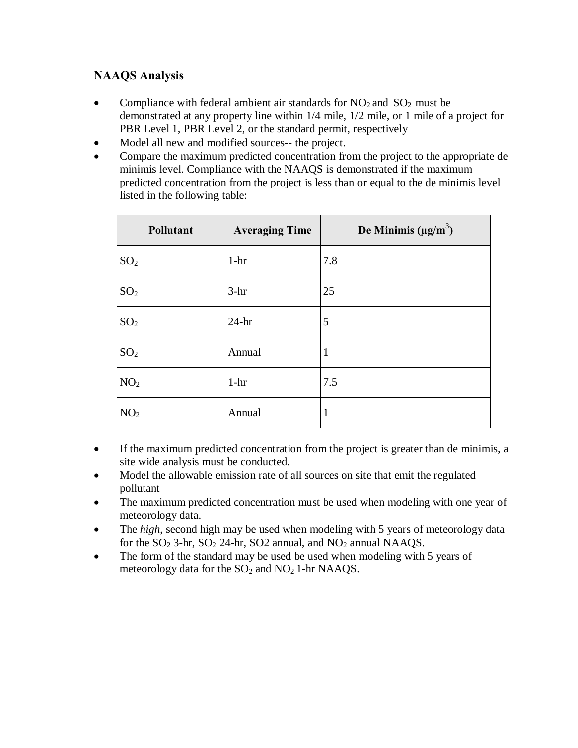### NAAQS Analysis

- Compliance with federal ambient air standards for $NO_2$ and $SO_2$ must be demonstrated at any property line within 1/4 mile, 1/2 mile, or 1 mile of a project for PBR Level 1, PBR Level 2, or the standard permit, respectively
- Model all new and modified sources-- the project.
- Compare the maximum predicted concentration from the project to the appropriate de minimis level. Compliance with the NAAQS is demonstrated if the maximum predicted concentration from the project is less than or equal to the de minimis level listed in the following table:

| Pollutant | Averaging Time | De Minimis (μg/m$^3$) |
|---|---|---|
| $SO_2$ | 1-hr | 7.8 |
| $SO_2$ | 3-hr | 25 |
| $SO_2$ | 24-hr | 5 |
| $SO_2$ | Annual | 1 |
| $NO_2$ | 1-hr | 7.5 |
| $NO_2$ | Annual | 1 |

- If the maximum predicted concentration from the project is greater than de minimis, a site wide analysis must be conducted.
- Model the allowable emission rate of all sources on site that emit the regulated pollutant
- The maximum predicted concentration must be used when modeling with one year of meteorology data.
- The *high*, second high may be used when modeling with 5 years of meteorology data for the $SO_2$ 3-hr, $SO_2$ 24-hr, SO2 annual, and $NO_2$ annual NAAQS.
- The form of the standard may be used be used when modeling with 5 years of meteorology data for the $SO_2$ and $NO_2$ 1-hr NAAQS.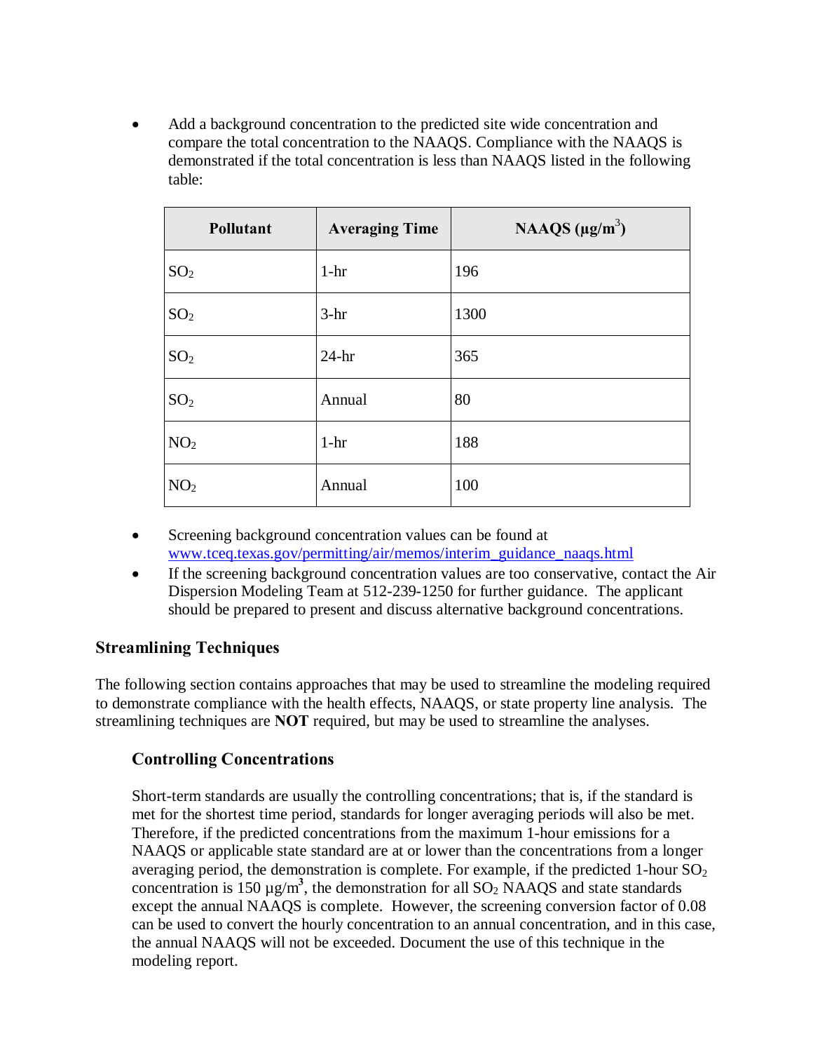- Add a background concentration to the predicted site wide concentration and compare the total concentration to the NAAQS. Compliance with the NAAQS is demonstrated if the total concentration is less than NAAQS listed in the following table:

| Pollutant | Averaging Time | NAAQS (µg/m$^3$) |
|---|---|---|
| $SO_2$ | 1-hr | 196 |
| $SO_2$ | 3-hr | 1300 |
| $SO_2$ | 24-hr | 365 |
| $SO_2$ | Annual | 80 |
| $NO_2$ | 1-hr | 188 |
| $NO_2$ | Annual | 100 |

- Screening background concentration values can be found at www.tceq.texas.gov/permitting/air/memos/interim_guidance_naaqs.html
- If the screening background concentration values are too conservative, contact the Air Dispersion Modeling Team at 512-239-1250 for further guidance. The applicant should be prepared to present and discuss alternative background concentrations.

## Streamlining Techniques

The following section contains approaches that may be used to streamline the modeling required to demonstrate compliance with the health effects, NAAQS, or state property line analysis. The streamlining techniques are **NOT** required, but may be used to streamline the analyses.

### Controlling Concentrations

Short-term standards are usually the controlling concentrations; that is, if the standard is met for the shortest time period, standards for longer averaging periods will also be met. Therefore, if the predicted concentrations from the maximum 1-hour emissions for a NAAQS or applicable state standard are at or lower than the concentrations from a longer averaging period, the demonstration is complete. For example, if the predicted 1-hour $SO_2$ concentration is 150 µg/m$^3$, the demonstration for all $SO_2$ NAAQS and state standards except the annual NAAQS is complete. However, the screening conversion factor of 0.08 can be used to convert the hourly concentration to an annual concentration, and in this case, the annual NAAQS will not be exceeded. Document the use of this technique in the modeling report.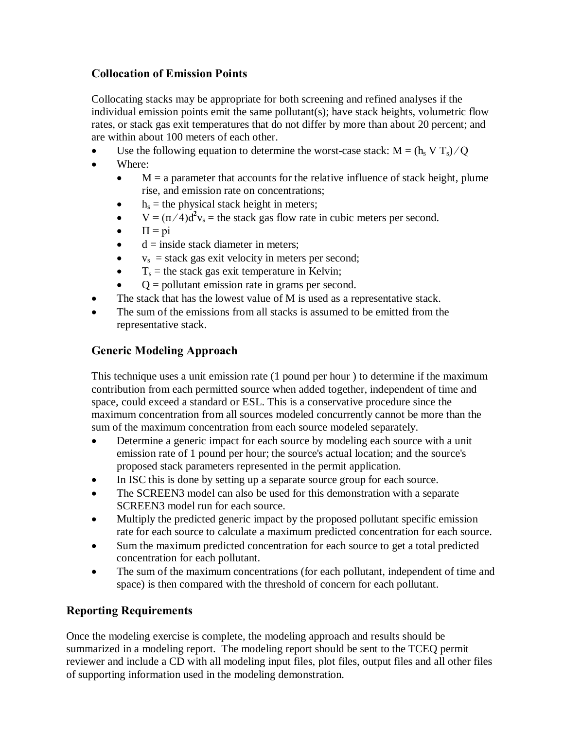### Collocation of Emission Points

Collocating stacks may be appropriate for both screening and refined analyses if the individual emission points emit the same pollutant(s); have stack heights, volumetric flow rates, or stack gas exit temperatures that do not differ by more than about 20 percent; and are within about 100 meters of each other.

- Use the following equation to determine the worst-case stack: $M = (h_s \, V \, T_s) / Q$
- Where:
  - $M$ = a parameter that accounts for the relative influence of stack height, plume rise, and emission rate on concentrations;
  - $h_s$ = the physical stack height in meters;
  - $V = (\pi / 4) d^2 v_s$ = the stack gas flow rate in cubic meters per second.
  - $\Pi$ = pi
  - $d$ = inside stack diameter in meters;
  - $v_s$ = stack gas exit velocity in meters per second;
  - $T_s$ = the stack gas exit temperature in Kelvin;
  - $Q$ = pollutant emission rate in grams per second.
- The stack that has the lowest value of M is used as a representative stack.
- The sum of the emissions from all stacks is assumed to be emitted from the representative stack.

### Generic Modeling Approach

This technique uses a unit emission rate (1 pound per hour ) to determine if the maximum contribution from each permitted source when added together, independent of time and space, could exceed a standard or ESL. This is a conservative procedure since the maximum concentration from all sources modeled concurrently cannot be more than the sum of the maximum concentration from each source modeled separately.

- Determine a generic impact for each source by modeling each source with a unit emission rate of 1 pound per hour; the source's actual location; and the source's proposed stack parameters represented in the permit application.
- In ISC this is done by setting up a separate source group for each source.
- The SCREEN3 model can also be used for this demonstration with a separate SCREEN3 model run for each source.
- Multiply the predicted generic impact by the proposed pollutant specific emission rate for each source to calculate a maximum predicted concentration for each source.
- Sum the maximum predicted concentration for each source to get a total predicted concentration for each pollutant.
- The sum of the maximum concentrations (for each pollutant, independent of time and space) is then compared with the threshold of concern for each pollutant.

## Reporting Requirements

Once the modeling exercise is complete, the modeling approach and results should be summarized in a modeling report. The modeling report should be sent to the TCEQ permit reviewer and include a CD with all modeling input files, plot files, output files and all other files of supporting information used in the modeling demonstration.